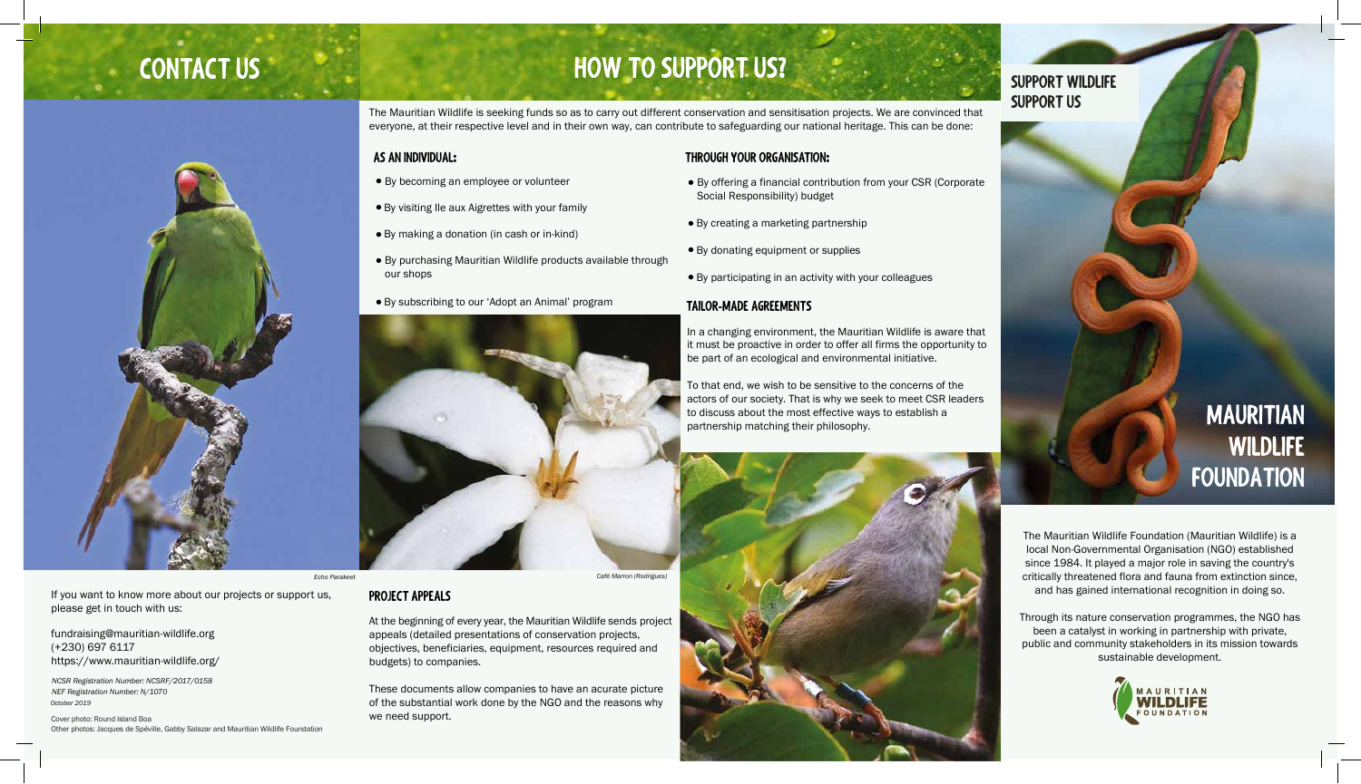## CONTACT US

*Echo Parakeet*

If you want to know more about our projects or support us, please get in touch with us:

fundraising@mauritian-wildlife.org
(+230) 697 6117
https://www.mauritian-wildlife.org/

*NCSR Registration Number: NCSRF/2017/0158*
*NEF Registration Number: N/1070*
*October 2019*

Cover photo: Round Island Boa
Other photos: Jacques de Spéville, Gabby Salazar and Mauritian Wildlife Foundation

## HOW TO SUPPORT US?

The Mauritian Wildlife is seeking funds so as to carry out different conservation and sensitisation projects. We are convinced that everyone, at their respective level and in their own way, can contribute to safeguarding our national heritage. This can be done:

### AS AN INDIVIDUAL:

- By becoming an employee or volunteer
- By visiting Ile aux Aigrettes with your family
- By making a donation (in cash or in-kind)
- By purchasing Mauritian Wildlife products available through our shops
- By subscribing to our 'Adopt an Animal' program

*Café Marron (Rodrigues)*

### PROJECT APPEALS

At the beginning of every year, the Mauritian Wildlife sends project appeals (detailed presentations of conservation projects, objectives, beneficiaries, equipment, resources required and budgets) to companies.

These documents allow companies to have an acurate picture of the substantial work done by the NGO and the reasons why we need support.

### THROUGH YOUR ORGANISATION:

- By offering a financial contribution from your CSR (Corporate Social Responsibility) budget
- By creating a marketing partnership
- By donating equipment or supplies
- By participating in an activity with your colleagues

### TAILOR-MADE AGREEMENTS

In a changing environment, the Mauritian Wildlife is aware that it must be proactive in order to offer all firms the opportunity to be part of an ecological and environmental initiative.

To that end, we wish to be sensitive to the concerns of the actors of our society. That is why we seek to meet CSR leaders to discuss about the most effective ways to establish a partnership matching their philosophy.

## SUPPORT WILDLIFE SUPPORT US

# MAURITIAN WILDLIFE FOUNDATION

The Mauritian Wildlife Foundation (Mauritian Wildlife) is a local Non-Governmental Organisation (NGO) established since 1984. It played a major role in saving the country's critically threatened flora and fauna from extinction since, and has gained international recognition in doing so.

Through its nature conservation programmes, the NGO has been a catalyst in working in partnership with private, public and community stakeholders in its mission towards sustainable development.

MAURITIAN WILDLIFE FOUNDATION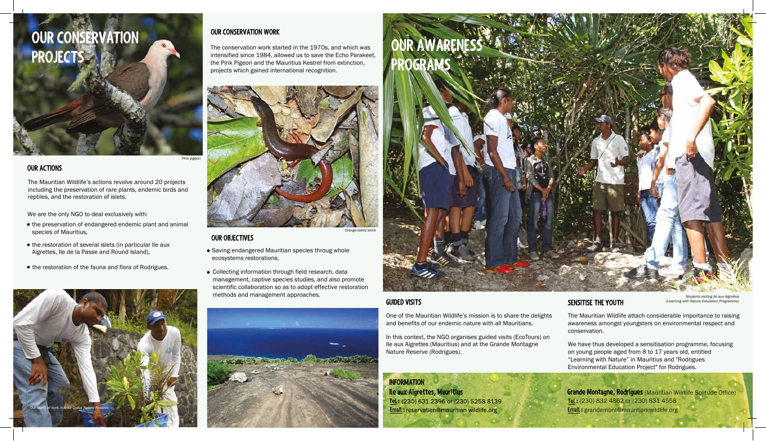# OUR CONSERVATION PROJECTS

*Pink pigeon*

## OUR ACTIONS

The Mauritian Wildlife's actions revolve around 20 projects including the preservation of rare plants, endemic birds and reptiles, and the restoration of islets.

We are the only NGO to deal exclusively with:

- the preservation of endangered endemic plant and animal species of Mauritius,
- the restoration of several islets (in particular Ile aux Aigrettes, Ile de la Passe and Round Island),
- the restoration of the fauna and flora of Rodrigues.

*Our staffs at work in Anse Quitor Nature Reserve*

## OUR CONSERVATION WORK

The conservation work started in the 1970s, and which was intensified since 1984, allowed us to save the Echo Parakeet, the Pink Pigeon and the Mauritius Kestrel from extinction, projects which gained international recognition.

*Orange-tailed skink*

## OUR OBJECTIVES

- Saving endangered Mauritian species throug whole ecosystems restorations,
- Collecting information through field research, data management, captive species studies, and also promote scientific collaboration so as to adopt effective restoration methods and management approaches.

# OUR AWARENESS PROGRAMS

*Students visiting Ile aux Aigrettes (Learning with Nature Education Programme)*

## GUIDED VISITS

One of the Mauritian Wildlife's mission is to share the delights and benefits of our endemic nature with all Mauritians.

In this context, the NGO organises guided visits (EcoTours) on Ile aux Aigrettes (Mauritius) and at the Grande Montagne Nature Reserve (Rodrigues).

## SENSITISE THE YOUTH

The Mauritian Wildlife attach considerable importance to raising awareness amongst youngsters on environmental respect and conservation.

We have thus developed a sensitisation programme, focusing on young people aged from 8 to 17 years old, entitled "Learning with Nature" in Mauritius and "Rodrigues Environmental Education Project" for Rodrigues.

## INFORMATION

**Ile aux Aigrettes, Mauritius**
**Tel :** (230) 631 2396 or (230) 5258 8139
**Email :** reservation@mauritian-wildlife.org

**Grande Montagne, Rodrigues** (Mauritian Wildlife Solitude Office)
**Tel :** (230) 832 4862 or (230) 831 4558
**Email :** grandemont@mauritian-wildlife.org